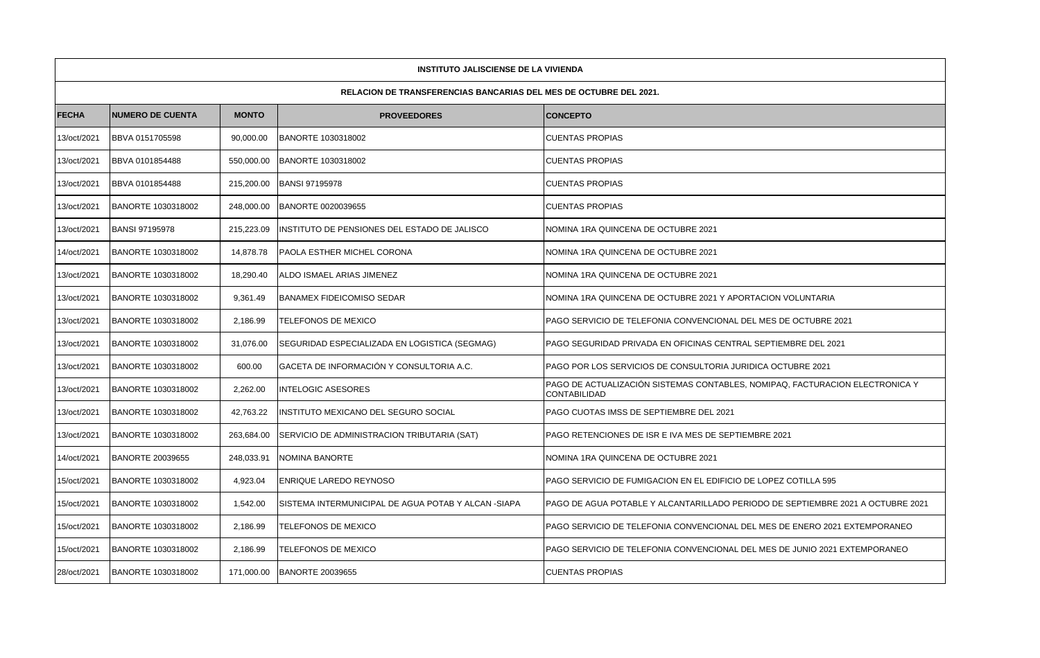**INSTITUTO JALISCIENSE DE LA VIVIENDA**

**RELACION DE TRANSFERENCIAS BANCARIAS DEL MES DE OCTUBRE DEL 2021.**

| FECHA | NUMERO DE CUENTA | MONTO | PROVEEDORES | CONCEPTO |
|---|---|---|---|---|
| 13/oct/2021 | BBVA 0151705598 | 90,000.00 | BANORTE 1030318002 | CUENTAS PROPIAS |
| 13/oct/2021 | BBVA 0101854488 | 550,000.00 | BANORTE 1030318002 | CUENTAS PROPIAS |
| 13/oct/2021 | BBVA 0101854488 | 215,200.00 | BANSI 97195978 | CUENTAS PROPIAS |
| 13/oct/2021 | BANORTE 1030318002 | 248,000.00 | BANORTE 0020039655 | CUENTAS PROPIAS |
| 13/oct/2021 | BANSI 97195978 | 215,223.09 | INSTITUTO DE PENSIONES DEL ESTADO DE JALISCO | NOMINA 1RA QUINCENA DE OCTUBRE 2021 |
| 14/oct/2021 | BANORTE 1030318002 | 14,878.78 | PAOLA ESTHER MICHEL CORONA | NOMINA 1RA QUINCENA DE OCTUBRE 2021 |
| 13/oct/2021 | BANORTE 1030318002 | 18,290.40 | ALDO ISMAEL ARIAS JIMENEZ | NOMINA 1RA QUINCENA DE OCTUBRE 2021 |
| 13/oct/2021 | BANORTE 1030318002 | 9,361.49 | BANAMEX FIDEICOMISO SEDAR | NOMINA 1RA QUINCENA DE OCTUBRE 2021 Y APORTACION VOLUNTARIA |
| 13/oct/2021 | BANORTE 1030318002 | 2,186.99 | TELEFONOS DE MEXICO | PAGO SERVICIO DE TELEFONIA CONVENCIONAL DEL MES DE OCTUBRE 2021 |
| 13/oct/2021 | BANORTE 1030318002 | 31,076.00 | SEGURIDAD ESPECIALIZADA EN LOGISTICA (SEGMAG) | PAGO SEGURIDAD PRIVADA EN OFICINAS CENTRAL SEPTIEMBRE DEL 2021 |
| 13/oct/2021 | BANORTE 1030318002 | 600.00 | GACETA DE INFORMACIÓN Y CONSULTORIA A.C. | PAGO POR LOS SERVICIOS DE CONSULTORIA JURIDICA OCTUBRE 2021 |
| 13/oct/2021 | BANORTE 1030318002 | 2,262.00 | INTELOGIC ASESORES | PAGO DE ACTUALIZACIÓN SISTEMAS CONTABLES, NOMIPAQ, FACTURACION ELECTRONICA Y CONTABILIDAD |
| 13/oct/2021 | BANORTE 1030318002 | 42,763.22 | INSTITUTO MEXICANO DEL SEGURO SOCIAL | PAGO CUOTAS IMSS DE SEPTIEMBRE DEL 2021 |
| 13/oct/2021 | BANORTE 1030318002 | 263,684.00 | SERVICIO DE ADMINISTRACION TRIBUTARIA (SAT) | PAGO RETENCIONES DE ISR E IVA MES DE SEPTIEMBRE 2021 |
| 14/oct/2021 | BANORTE 20039655 | 248,033.91 | NOMINA BANORTE | NOMINA 1RA QUINCENA DE OCTUBRE 2021 |
| 15/oct/2021 | BANORTE 1030318002 | 4,923.04 | ENRIQUE LAREDO REYNOSO | PAGO SERVICIO DE FUMIGACION EN EL EDIFICIO DE LOPEZ COTILLA 595 |
| 15/oct/2021 | BANORTE 1030318002 | 1,542.00 | SISTEMA INTERMUNICIPAL DE AGUA POTAB Y ALCAN -SIAPA | PAGO DE AGUA POTABLE Y ALCANTARILLADO PERIODO DE SEPTIEMBRE 2021 A OCTUBRE 2021 |
| 15/oct/2021 | BANORTE 1030318002 | 2,186.99 | TELEFONOS DE MEXICO | PAGO SERVICIO DE TELEFONIA CONVENCIONAL DEL MES DE ENERO 2021 EXTEMPORANEO |
| 15/oct/2021 | BANORTE 1030318002 | 2,186.99 | TELEFONOS DE MEXICO | PAGO SERVICIO DE TELEFONIA CONVENCIONAL DEL MES DE JUNIO 2021 EXTEMPORANEO |
| 28/oct/2021 | BANORTE 1030318002 | 171,000.00 | BANORTE 20039655 | CUENTAS PROPIAS |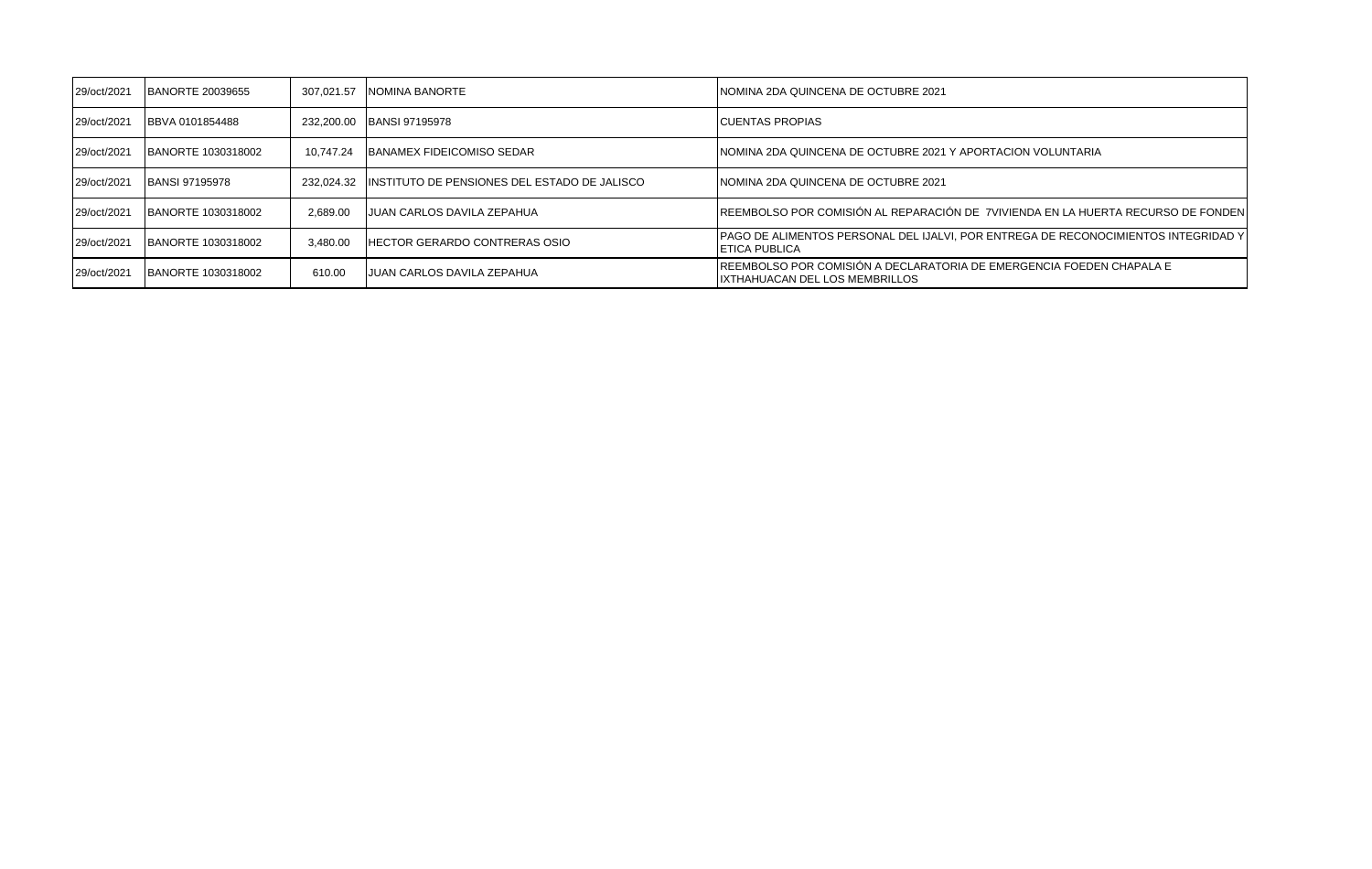| 29/oct/2021 | BANORTE 20039655 | 307,021.57 | NOMINA BANORTE | NOMINA 2DA QUINCENA DE OCTUBRE 2021 |
|---|---|---|---|---|
| 29/oct/2021 | BBVA 0101854488 | 232,200.00 | BANSI 97195978 | CUENTAS PROPIAS |
| 29/oct/2021 | BANORTE 1030318002 | 10,747.24 | BANAMEX FIDEICOMISO SEDAR | NOMINA 2DA QUINCENA DE OCTUBRE 2021 Y APORTACION VOLUNTARIA |
| 29/oct/2021 | BANSI 97195978 | 232,024.32 | INSTITUTO DE PENSIONES DEL ESTADO DE JALISCO | NOMINA 2DA QUINCENA DE OCTUBRE 2021 |
| 29/oct/2021 | BANORTE 1030318002 | 2,689.00 | JUAN CARLOS DAVILA ZEPAHUA | REEMBOLSO POR COMISIÓN AL REPARACIÓN DE 7VIVIENDA EN LA HUERTA RECURSO DE FONDEN |
| 29/oct/2021 | BANORTE 1030318002 | 3,480.00 | HECTOR GERARDO CONTRERAS OSIO | PAGO DE ALIMENTOS PERSONAL DEL IJALVI, POR ENTREGA DE RECONOCIMIENTOS INTEGRIDAD Y ETICA PUBLICA |
| 29/oct/2021 | BANORTE 1030318002 | 610.00 | JUAN CARLOS DAVILA ZEPAHUA | REEMBOLSO POR COMISIÓN A DECLARATORIA DE EMERGENCIA FOEDEN CHAPALA E IXTHAHUACAN DEL LOS MEMBRILLOS |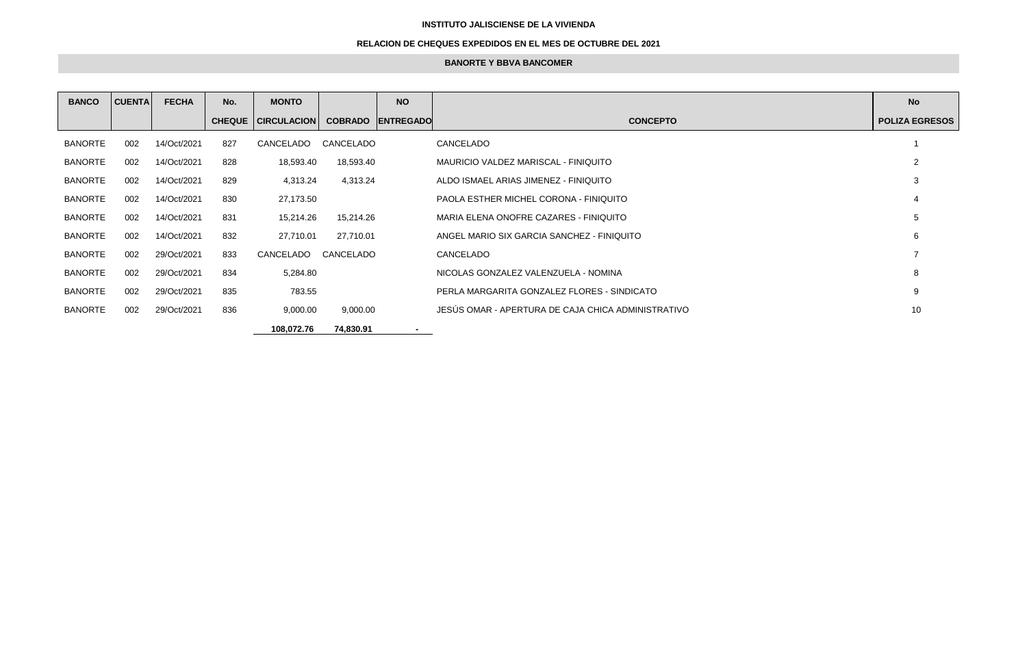**INSTITUTO JALISCIENSE DE LA VIVIENDA**

**RELACION DE CHEQUES EXPEDIDOS EN EL MES DE OCTUBRE DEL 2021**

**BANORTE Y BBVA BANCOMER**

| BANCO | CUENTA | FECHA | No. CHEQUE | MONTO CIRCULACION | COBRADO | NO ENTREGADO | CONCEPTO | No POLIZA EGRESOS |
|---|---|---|---|---|---|---|---|---|
| BANORTE | 002 | 14/Oct/2021 | 827 | CANCELADO | CANCELADO | | CANCELADO | 1 |
| BANORTE | 002 | 14/Oct/2021 | 828 | 18,593.40 | 18,593.40 | | MAURICIO VALDEZ MARISCAL - FINIQUITO | 2 |
| BANORTE | 002 | 14/Oct/2021 | 829 | 4,313.24 | 4,313.24 | | ALDO ISMAEL ARIAS JIMENEZ - FINIQUITO | 3 |
| BANORTE | 002 | 14/Oct/2021 | 830 | 27,173.50 | | | PAOLA ESTHER MICHEL CORONA - FINIQUITO | 4 |
| BANORTE | 002 | 14/Oct/2021 | 831 | 15,214.26 | 15,214.26 | | MARIA ELENA ONOFRE CAZARES - FINIQUITO | 5 |
| BANORTE | 002 | 14/Oct/2021 | 832 | 27,710.01 | 27,710.01 | | ANGEL MARIO SIX GARCIA SANCHEZ - FINIQUITO | 6 |
| BANORTE | 002 | 29/Oct/2021 | 833 | CANCELADO | CANCELADO | | CANCELADO | 7 |
| BANORTE | 002 | 29/Oct/2021 | 834 | 5,284.80 | | | NICOLAS GONZALEZ VALENZUELA - NOMINA | 8 |
| BANORTE | 002 | 29/Oct/2021 | 835 | 783.55 | | | PERLA MARGARITA GONZALEZ FLORES - SINDICATO | 9 |
| BANORTE | 002 | 29/Oct/2021 | 836 | 9,000.00 | 9,000.00 | | JESÚS OMAR - APERTURA DE CAJA CHICA ADMINISTRATIVO | 10 |
| | | | | **108,072.76** | **74,830.91** | **-** | | |